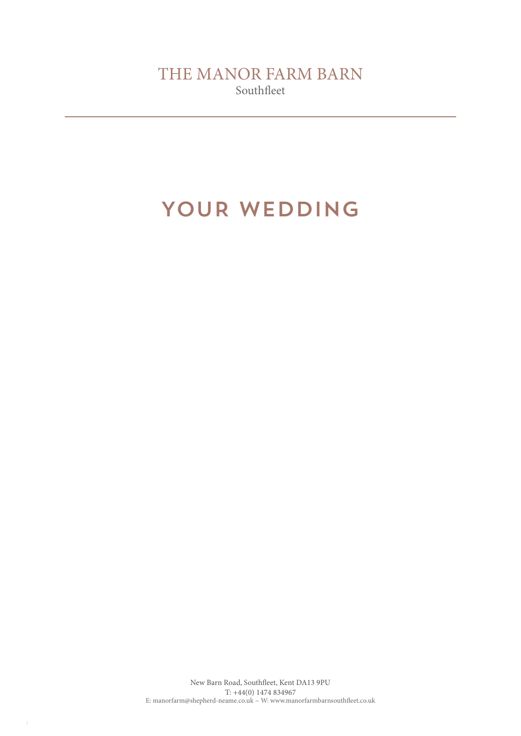# THE MANOR FARM BARN

Southfleet

## YOUR WEDDING

New Barn Road, Southfleet, Kent DA13 9PU
T: +44(0) 1474 834967
E: manorfarm@shepherd-neame.co.uk ~ W: www.manorfarmbarnsouthfleet.co.uk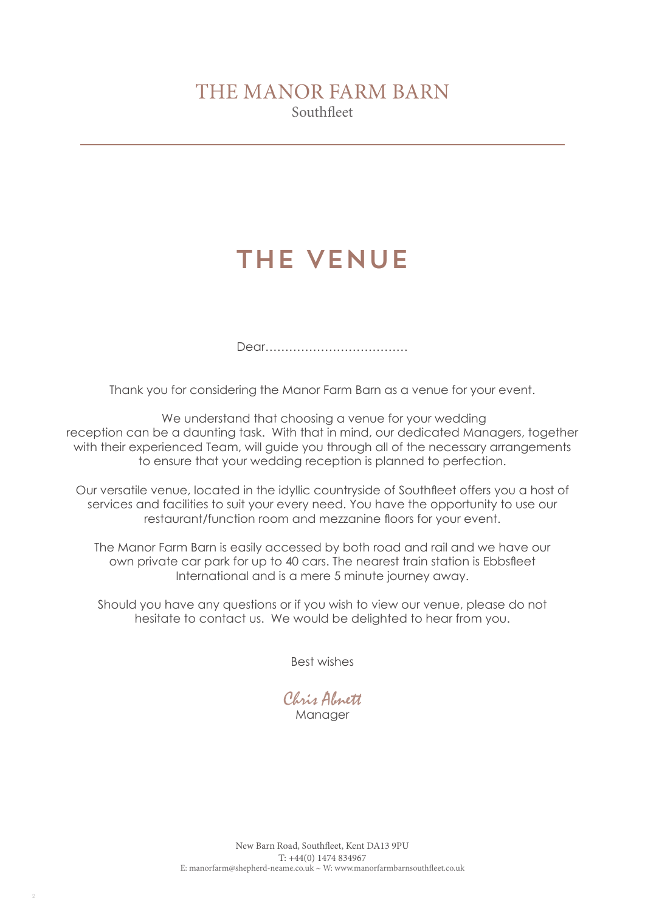# THE MANOR FARM BARN

Southfleet

## THE VENUE

Dear………………………………

Thank you for considering the Manor Farm Barn as a venue for your event.

We understand that choosing a venue for your wedding reception can be a daunting task. With that in mind, our dedicated Managers, together with their experienced Team, will guide you through all of the necessary arrangements to ensure that your wedding reception is planned to perfection.

Our versatile venue, located in the idyllic countryside of Southfleet offers you a host of services and facilities to suit your every need. You have the opportunity to use our restaurant/function room and mezzanine floors for your event.

The Manor Farm Barn is easily accessed by both road and rail and we have our own private car park for up to 40 cars. The nearest train station is Ebbsfleet International and is a mere 5 minute journey away.

Should you have any questions or if you wish to view our venue, please do not hesitate to contact us. We would be delighted to hear from you.

Best wishes

*Chris Abnett*
Manager

New Barn Road, Southfleet, Kent DA13 9PU
T: +44(0) 1474 834967
E: manorfarm@shepherd-neame.co.uk ~ W: www.manorfarmbarnsouthfleet.co.uk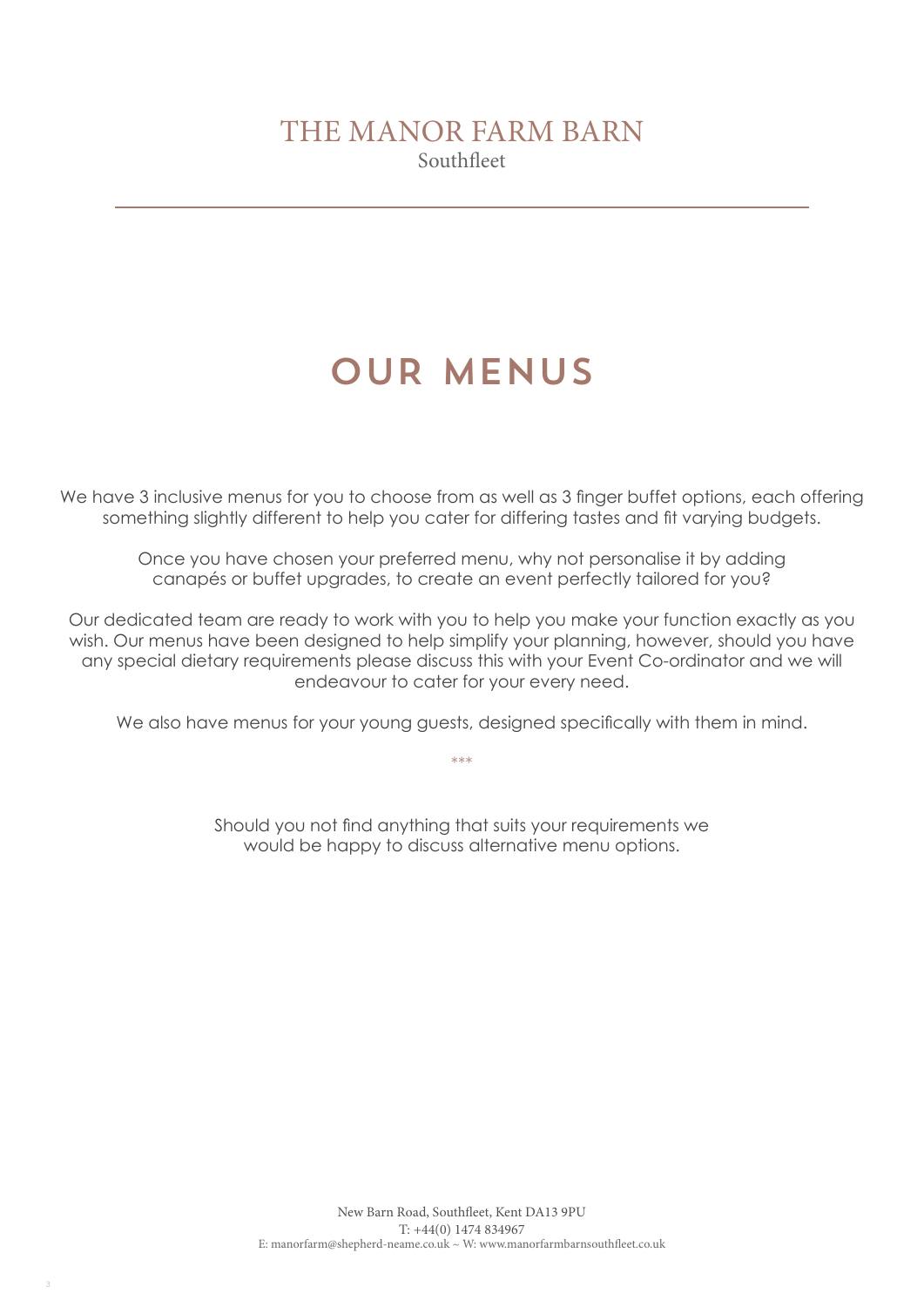THE MANOR FARM BARN
Southfleet

# OUR MENUS

We have 3 inclusive menus for you to choose from as well as 3 finger buffet options, each offering something slightly different to help you cater for differing tastes and fit varying budgets.

Once you have chosen your preferred menu, why not personalise it by adding canapés or buffet upgrades, to create an event perfectly tailored for you?

Our dedicated team are ready to work with you to help you make your function exactly as you wish. Our menus have been designed to help simplify your planning, however, should you have any special dietary requirements please discuss this with your Event Co-ordinator and we will endeavour to cater for your every need.

We also have menus for your young guests, designed specifically with them in mind.

***

Should you not find anything that suits your requirements we would be happy to discuss alternative menu options.

New Barn Road, Southfleet, Kent DA13 9PU
T: +44(0) 1474 834967
E: manorfarm@shepherd-neame.co.uk ~ W: www.manorfarmbarnsouthfleet.co.uk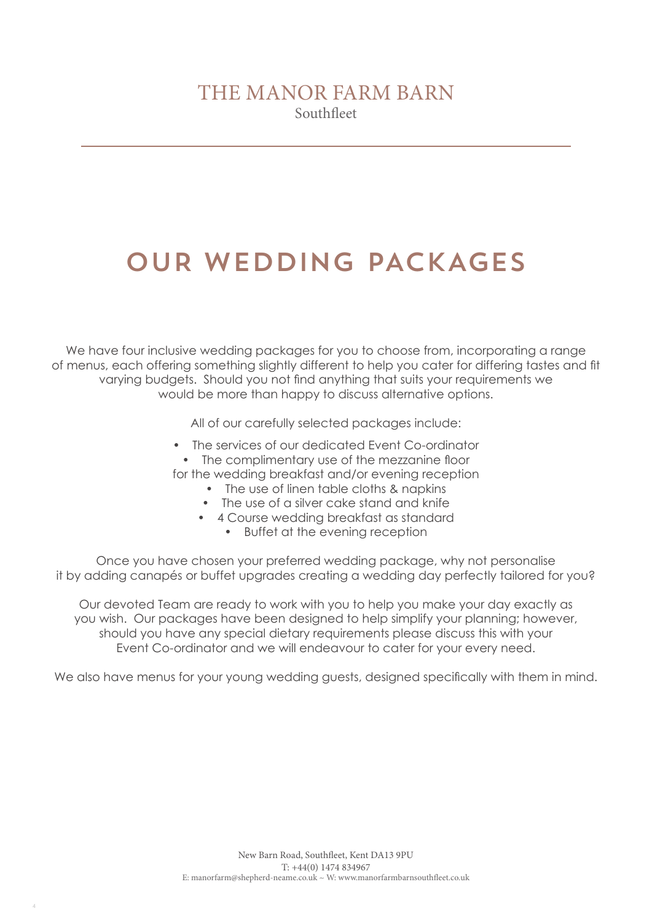THE MANOR FARM BARN

Southfleet

# OUR WEDDING PACKAGES

We have four inclusive wedding packages for you to choose from, incorporating a range of menus, each offering something slightly different to help you cater for differing tastes and fit varying budgets. Should you not find anything that suits your requirements we would be more than happy to discuss alternative options.

All of our carefully selected packages include:

- The services of our dedicated Event Co-ordinator
- The complimentary use of the mezzanine floor for the wedding breakfast and/or evening reception
- The use of linen table cloths & napkins
- The use of a silver cake stand and knife
- 4 Course wedding breakfast as standard
- Buffet at the evening reception

Once you have chosen your preferred wedding package, why not personalise it by adding canapés or buffet upgrades creating a wedding day perfectly tailored for you?

Our devoted Team are ready to work with you to help you make your day exactly as you wish. Our packages have been designed to help simplify your planning; however, should you have any special dietary requirements please discuss this with your Event Co-ordinator and we will endeavour to cater for your every need.

We also have menus for your young wedding guests, designed specifically with them in mind.

New Barn Road, Southfleet, Kent DA13 9PU
T: +44(0) 1474 834967
E: manorfarm@shepherd-neame.co.uk ~ W: www.manorfarmbarnsouthfleet.co.uk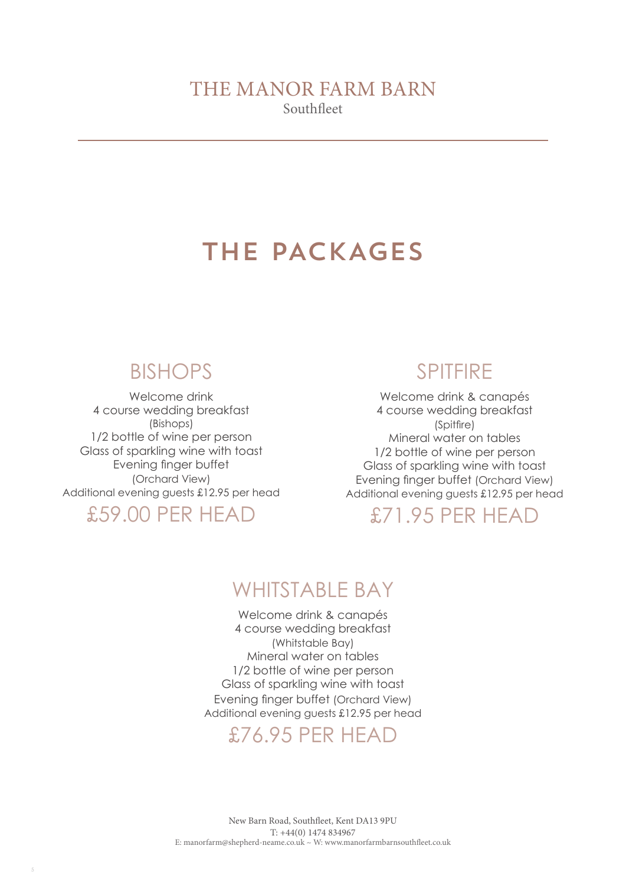# THE MANOR FARM BARN

Southfleet

## THE PACKAGES

### BISHOPS

Welcome drink
4 course wedding breakfast
(Bishops)
1/2 bottle of wine per person
Glass of sparkling wine with toast
Evening finger buffet
(Orchard View)
Additional evening guests £12.95 per head

£59.00 PER HEAD

### SPITFIRE

Welcome drink & canapés
4 course wedding breakfast
(Spitfire)
Mineral water on tables
1/2 bottle of wine per person
Glass of sparkling wine with toast
Evening finger buffet (Orchard View)
Additional evening guests £12.95 per head

£71.95 PER HEAD

### WHITSTABLE BAY

Welcome drink & canapés
4 course wedding breakfast
(Whitstable Bay)
Mineral water on tables
1/2 bottle of wine per person
Glass of sparkling wine with toast
Evening finger buffet (Orchard View)
Additional evening guests £12.95 per head

£76.95 PER HEAD

New Barn Road, Southfleet, Kent DA13 9PU
T: +44(0) 1474 834967
E: manorfarm@shepherd-neame.co.uk ~ W: www.manorfarmbarnsouthfleet.co.uk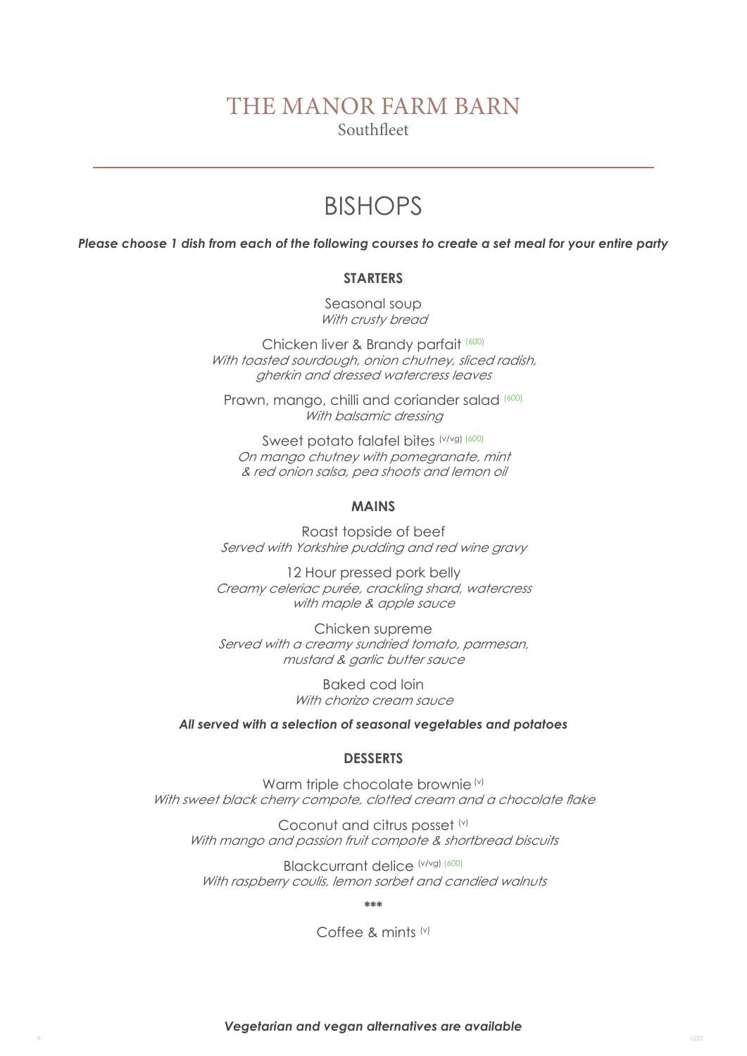# THE MANOR FARM BARN

Southfleet

## BISHOPS

***Please choose 1 dish from each of the following courses to create a set meal for your entire party***

### STARTERS

Seasonal soup
*With crusty bread*

Chicken liver & Brandy parfait (600)
*With toasted sourdough, onion chutney, sliced radish, gherkin and dressed watercress leaves*

Prawn, mango, chilli and coriander salad (600)
*With balsamic dressing*

Sweet potato falafel bites (v/vg) (600)
*On mango chutney with pomegranate, mint & red onion salsa, pea shoots and lemon oil*

### MAINS

Roast topside of beef
*Served with Yorkshire pudding and red wine gravy*

12 Hour pressed pork belly
*Creamy celeriac purée, crackling shard, watercress with maple & apple sauce*

Chicken supreme
*Served with a creamy sundried tomato, parmesan, mustard & garlic butter sauce*

Baked cod loin
*With chorizo cream sauce*

***All served with a selection of seasonal vegetables and potatoes***

### DESSERTS

Warm triple chocolate brownie (v)
*With sweet black cherry compote, clotted cream and a chocolate flake*

Coconut and citrus posset (v)
*With mango and passion fruit compote & shortbread biscuits*

Blackcurrant delice (v/vg) (600)
*With raspberry coulis, lemon sorbet and candied walnuts*

***

Coffee & mints (v)

***Vegetarian and vegan alternatives are available***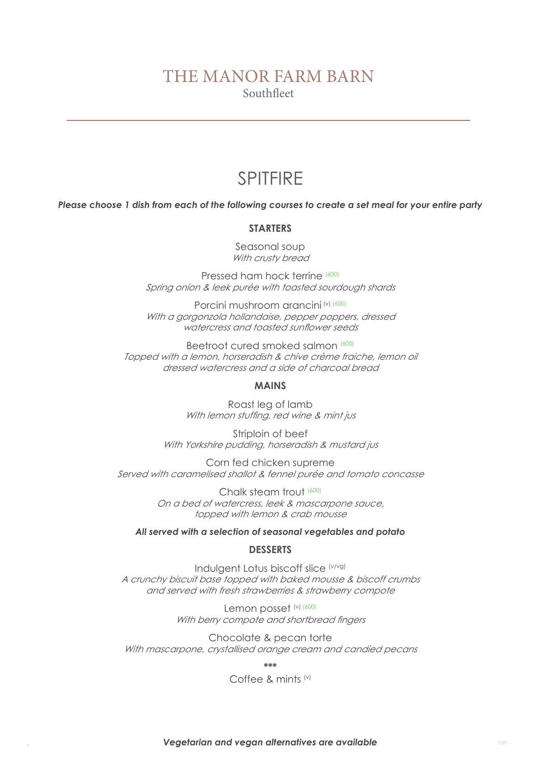# THE MANOR FARM BARN

Southfleet

## SPITFIRE

***Please choose 1 dish from each of the following courses to create a set meal for your entire party***

### STARTERS

Seasonal soup
*With crusty bread*

Pressed ham hock terrine (600)
*Spring onion & leek purée with toasted sourdough shards*

Porcini mushroom arancini (v) (600)
*With a gorgonzola hollandaise, pepper poppers, dressed watercress and toasted sunflower seeds*

Beetroot cured smoked salmon (600)
*Topped with a lemon, horseradish & chive crème fraiche, lemon oil dressed watercress and a side of charcoal bread*

### MAINS

Roast leg of lamb
*With lemon stuffing, red wine & mint jus*

Striploin of beef
*With Yorkshire pudding, horseradish & mustard jus*

Corn fed chicken supreme
*Served with caramelised shallot & fennel purée and tomato concasse*

Chalk steam trout (600)
*On a bed of watercress, leek & mascarpone sauce, topped with lemon & crab mousse*

***All served with a selection of seasonal vegetables and potato***

### DESSERTS

Indulgent Lotus biscoff slice (v/vg)
*A crunchy biscuit base topped with baked mousse & biscoff crumbs and served with fresh strawberries & strawberry compote*

Lemon posset (v) (600)
*With berry compote and shortbread fingers*

Chocolate & pecan torte
*With mascarpone, crystallised orange cream and candied pecans*

***

Coffee & mints (v)

***Vegetarian and vegan alternatives are available***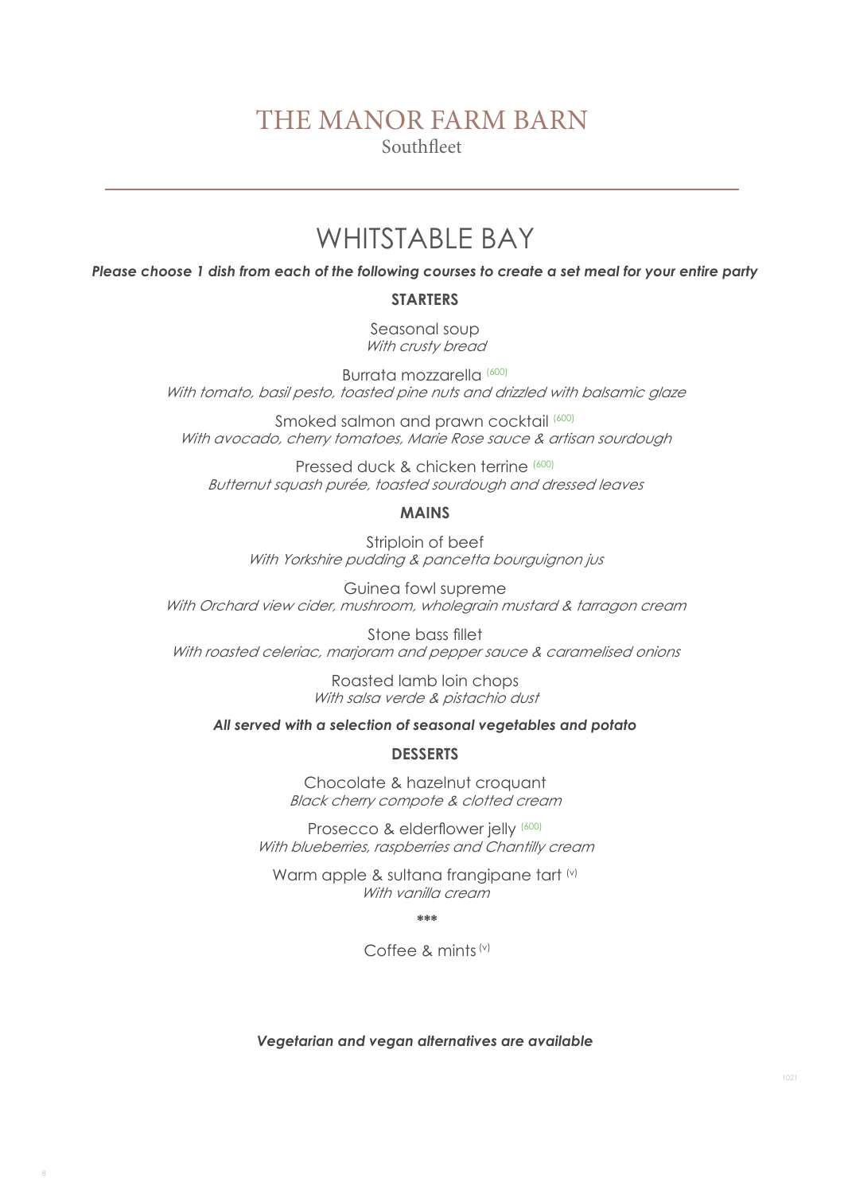# THE MANOR FARM BARN

Southfleet

## WHITSTABLE BAY

***Please choose 1 dish from each of the following courses to create a set meal for your entire party***

### STARTERS

Seasonal soup
*With crusty bread*

Burrata mozzarella (600)
*With tomato, basil pesto, toasted pine nuts and drizzled with balsamic glaze*

Smoked salmon and prawn cocktail (600)
*With avocado, cherry tomatoes, Marie Rose sauce & artisan sourdough*

Pressed duck & chicken terrine (600)
*Butternut squash purée, toasted sourdough and dressed leaves*

### MAINS

Striploin of beef
*With Yorkshire pudding & pancetta bourguignon jus*

Guinea fowl supreme
*With Orchard view cider, mushroom, wholegrain mustard & tarragon cream*

Stone bass fillet
*With roasted celeriac, marjoram and pepper sauce & caramelised onions*

Roasted lamb loin chops
*With salsa verde & pistachio dust*

***All served with a selection of seasonal vegetables and potato***

### DESSERTS

Chocolate & hazelnut croquant
*Black cherry compote & clotted cream*

Prosecco & elderflower jelly (600)
*With blueberries, raspberries and Chantilly cream*

Warm apple & sultana frangipane tart (v)
*With vanilla cream*

***

Coffee & mints (v)

***Vegetarian and vegan alternatives are available***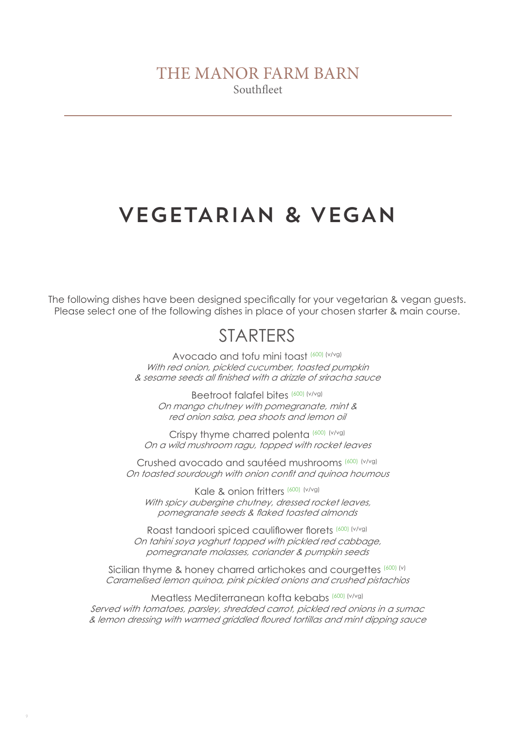THE MANOR FARM BARN
Southfleet

# VEGETARIAN & VEGAN

The following dishes have been designed specifically for your vegetarian & vegan guests.
Please select one of the following dishes in place of your chosen starter & main course.

## STARTERS

Avocado and tofu mini toast (600) (v/vg)
*With red onion, pickled cucumber, toasted pumpkin & sesame seeds all finished with a drizzle of sriracha sauce*

Beetroot falafel bites (600) (v/vg)
*On mango chutney with pomegranate, mint & red onion salsa, pea shoots and lemon oil*

Crispy thyme charred polenta (600) (v/vg)
*On a wild mushroom ragu, topped with rocket leaves*

Crushed avocado and sautéed mushrooms (600) (v/vg)
*On toasted sourdough with onion confit and quinoa houmous*

Kale & onion fritters (600) (v/vg)
*With spicy aubergine chutney, dressed rocket leaves, pomegranate seeds & flaked toasted almonds*

Roast tandoori spiced cauliflower florets (600) (v/vg)
*On tahini soya yoghurt topped with pickled red cabbage, pomegranate molasses, coriander & pumpkin seeds*

Sicilian thyme & honey charred artichokes and courgettes (600) (v)
*Caramelised lemon quinoa, pink pickled onions and crushed pistachios*

Meatless Mediterranean kofta kebabs (600) (v/vg)
*Served with tomatoes, parsley, shredded carrot, pickled red onions in a sumac & lemon dressing with warmed griddled floured tortillas and mint dipping sauce*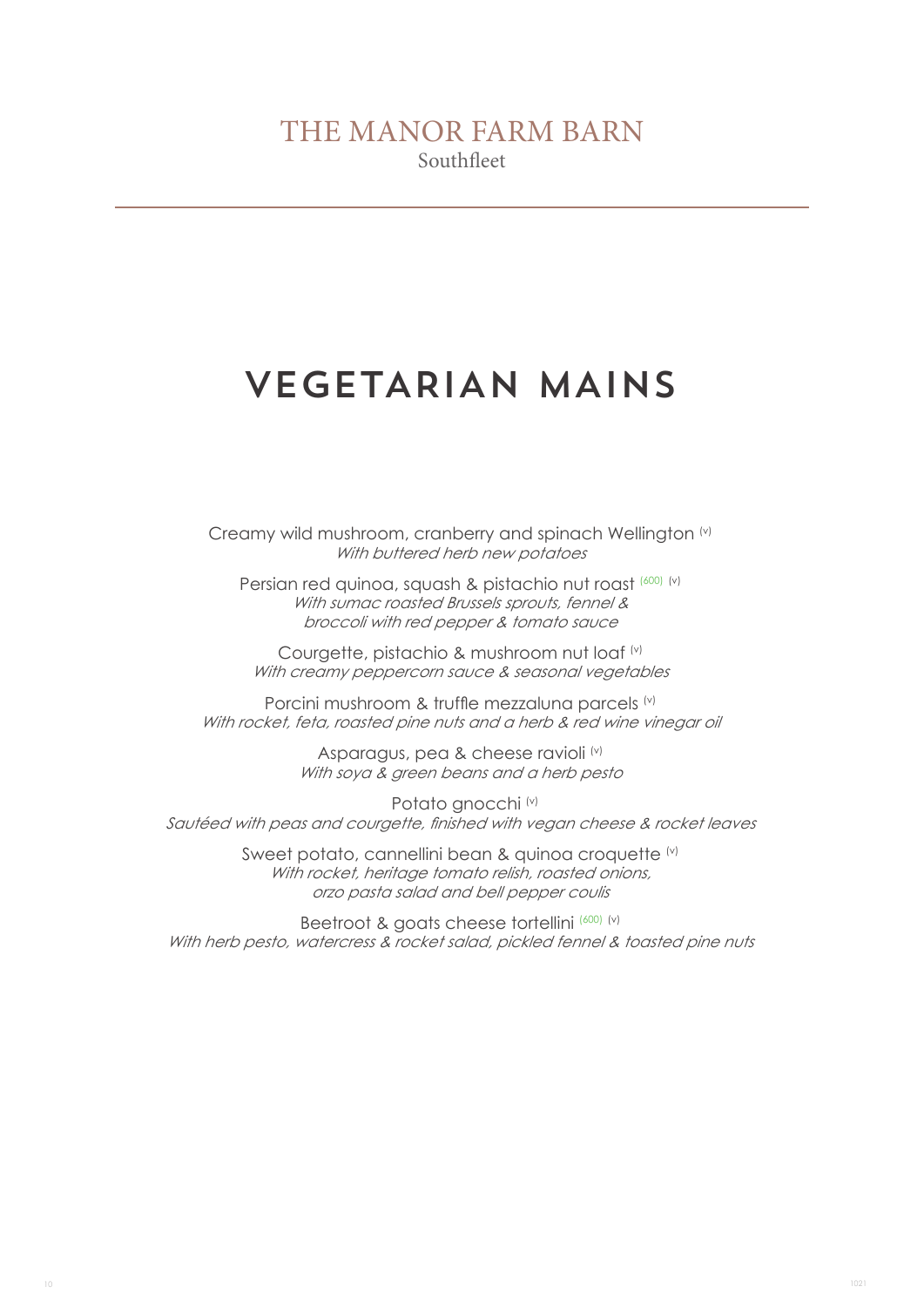THE MANOR FARM BARN
Southfleet

# VEGETARIAN MAINS

Creamy wild mushroom, cranberry and spinach Wellington (v)
*With buttered herb new potatoes*

Persian red quinoa, squash & pistachio nut roast (600) (v)
*With sumac roasted Brussels sprouts, fennel & broccoli with red pepper & tomato sauce*

Courgette, pistachio & mushroom nut loaf (v)
*With creamy peppercorn sauce & seasonal vegetables*

Porcini mushroom & truffle mezzaluna parcels (v)
*With rocket, feta, roasted pine nuts and a herb & red wine vinegar oil*

Asparagus, pea & cheese ravioli (v)
*With soya & green beans and a herb pesto*

Potato gnocchi (v)
*Sautéed with peas and courgette, finished with vegan cheese & rocket leaves*

Sweet potato, cannellini bean & quinoa croquette (v)
*With rocket, heritage tomato relish, roasted onions, orzo pasta salad and bell pepper coulis*

Beetroot & goats cheese tortellini (600) (v)
*With herb pesto, watercress & rocket salad, pickled fennel & toasted pine nuts*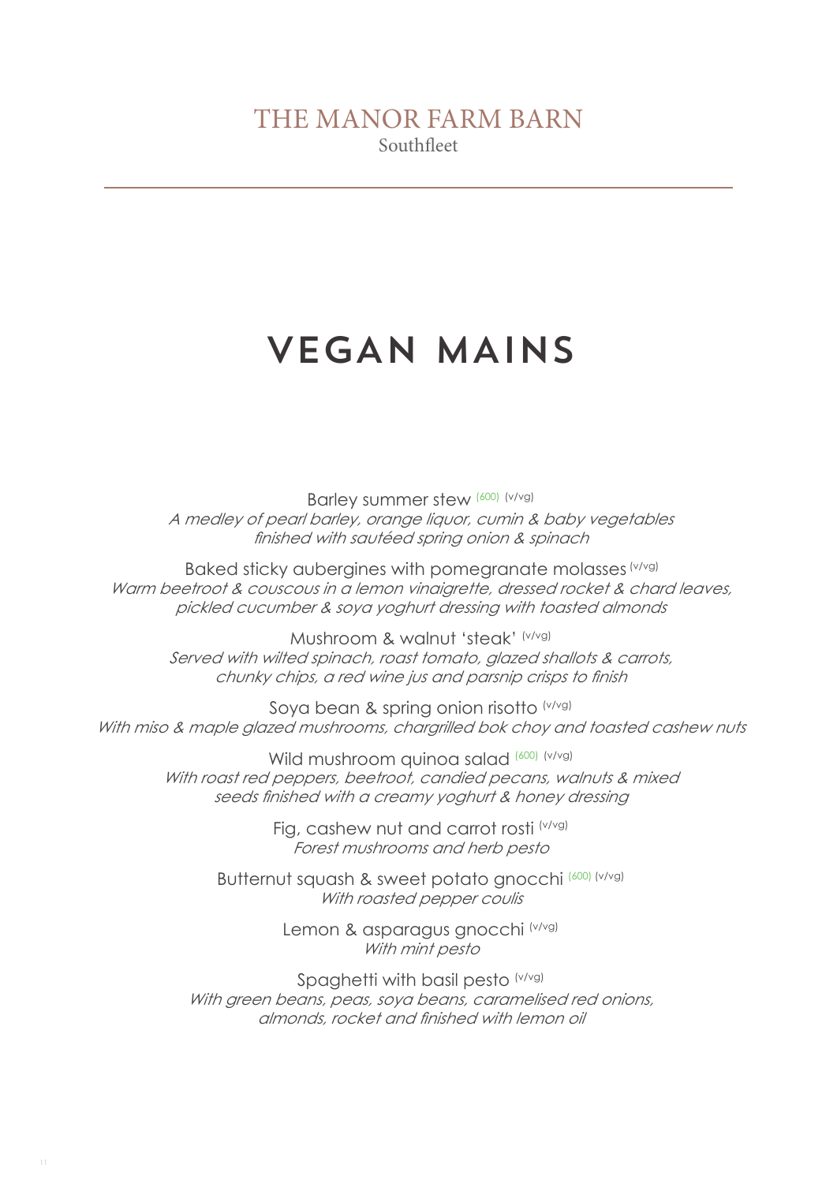# THE MANOR FARM BARN

Southfleet

## VEGAN MAINS

Barley summer stew (600) (v/vg)
*A medley of pearl barley, orange liquor, cumin & baby vegetables finished with sautéed spring onion & spinach*

Baked sticky aubergines with pomegranate molasses (v/vg)
*Warm beetroot & couscous in a lemon vinaigrette, dressed rocket & chard leaves, pickled cucumber & soya yoghurt dressing with toasted almonds*

Mushroom & walnut 'steak' (v/vg)
*Served with wilted spinach, roast tomato, glazed shallots & carrots, chunky chips, a red wine jus and parsnip crisps to finish*

Soya bean & spring onion risotto (v/vg)
*With miso & maple glazed mushrooms, chargrilled bok choy and toasted cashew nuts*

Wild mushroom quinoa salad (600) (v/vg)
*With roast red peppers, beetroot, candied pecans, walnuts & mixed seeds finished with a creamy yoghurt & honey dressing*

Fig, cashew nut and carrot rosti (v/vg)
*Forest mushrooms and herb pesto*

Butternut squash & sweet potato gnocchi (600) (v/vg)
*With roasted pepper coulis*

Lemon & asparagus gnocchi (v/vg)
*With mint pesto*

Spaghetti with basil pesto (v/vg)
*With green beans, peas, soya beans, caramelised red onions, almonds, rocket and finished with lemon oil*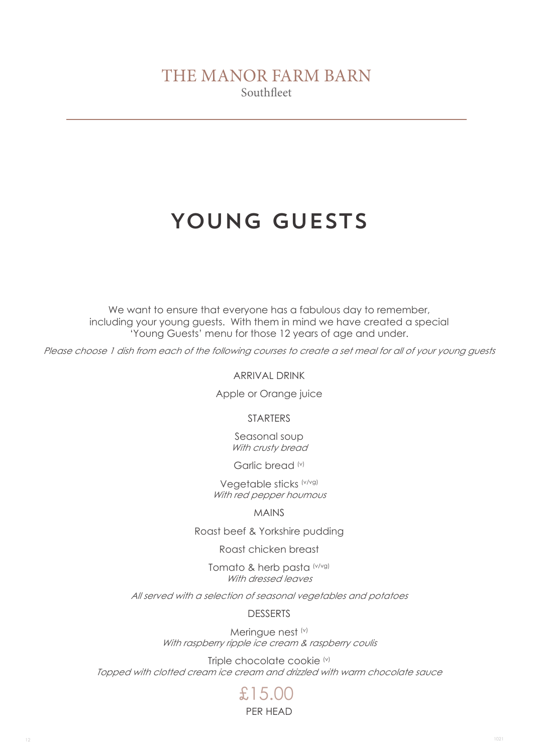THE MANOR FARM BARN
Southfleet

# YOUNG GUESTS

We want to ensure that everyone has a fabulous day to remember, including your young guests. With them in mind we have created a special 'Young Guests' menu for those 12 years of age and under.

*Please choose 1 dish from each of the following courses to create a set meal for all of your young guests*

## ARRIVAL DRINK

Apple or Orange juice

## STARTERS

Seasonal soup
*With crusty bread*

Garlic bread (v)

Vegetable sticks (v/vg)
*With red pepper houmous*

## MAINS

Roast beef & Yorkshire pudding

Roast chicken breast

Tomato & herb pasta (v/vg)
*With dressed leaves*

*All served with a selection of seasonal vegetables and potatoes*

## DESSERTS

Meringue nest (v)
*With raspberry ripple ice cream & raspberry coulis*

Triple chocolate cookie (v)
*Topped with clotted cream ice cream and drizzled with warm chocolate sauce*

£15.00
PER HEAD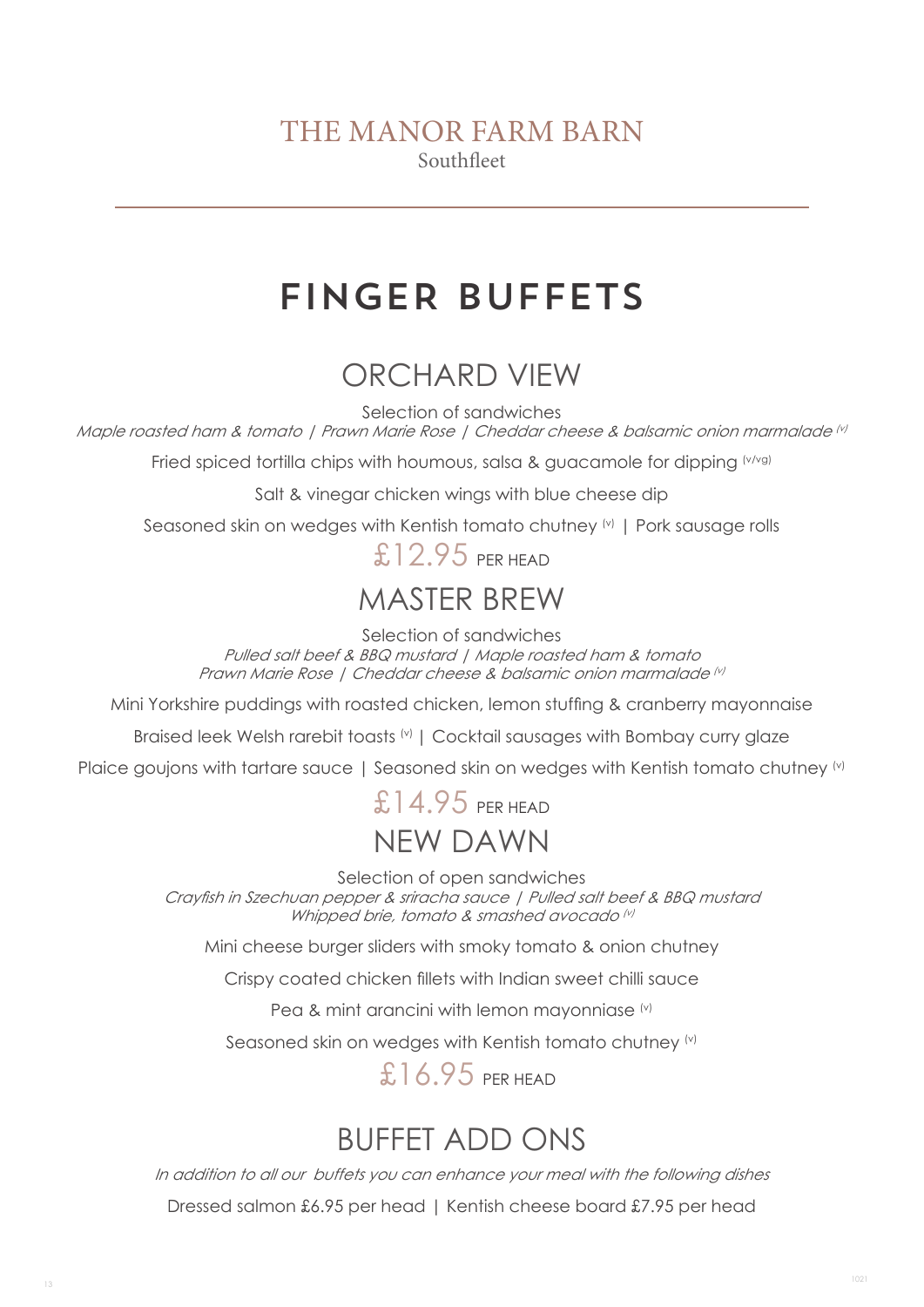THE MANOR FARM BARN
Southfleet

# FINGER BUFFETS

## ORCHARD VIEW

Selection of sandwiches
*Maple roasted ham & tomato | Prawn Marie Rose | Cheddar cheese & balsamic onion marmalade (v)*

Fried spiced tortilla chips with houmous, salsa & guacamole for dipping (v/vg)

Salt & vinegar chicken wings with blue cheese dip

Seasoned skin on wedges with Kentish tomato chutney (v) | Pork sausage rolls

£12.95 PER HEAD

## MASTER BREW

Selection of sandwiches
*Pulled salt beef & BBQ mustard | Maple roasted ham & tomato*
*Prawn Marie Rose | Cheddar cheese & balsamic onion marmalade (v)*

Mini Yorkshire puddings with roasted chicken, lemon stuffing & cranberry mayonnaise

Braised leek Welsh rarebit toasts (v) | Cocktail sausages with Bombay curry glaze

Plaice goujons with tartare sauce | Seasoned skin on wedges with Kentish tomato chutney (v)

£14.95 PER HEAD

## NEW DAWN

Selection of open sandwiches
*Crayfish in Szechuan pepper & sriracha sauce | Pulled salt beef & BBQ mustard*
*Whipped brie, tomato & smashed avocado (v)*

Mini cheese burger sliders with smoky tomato & onion chutney

Crispy coated chicken fillets with Indian sweet chilli sauce

Pea & mint arancini with lemon mayonniase (v)

Seasoned skin on wedges with Kentish tomato chutney (v)

£16.95 PER HEAD

## BUFFET ADD ONS

*In addition to all our buffets you can enhance your meal with the following dishes*

Dressed salmon £6.95 per head | Kentish cheese board £7.95 per head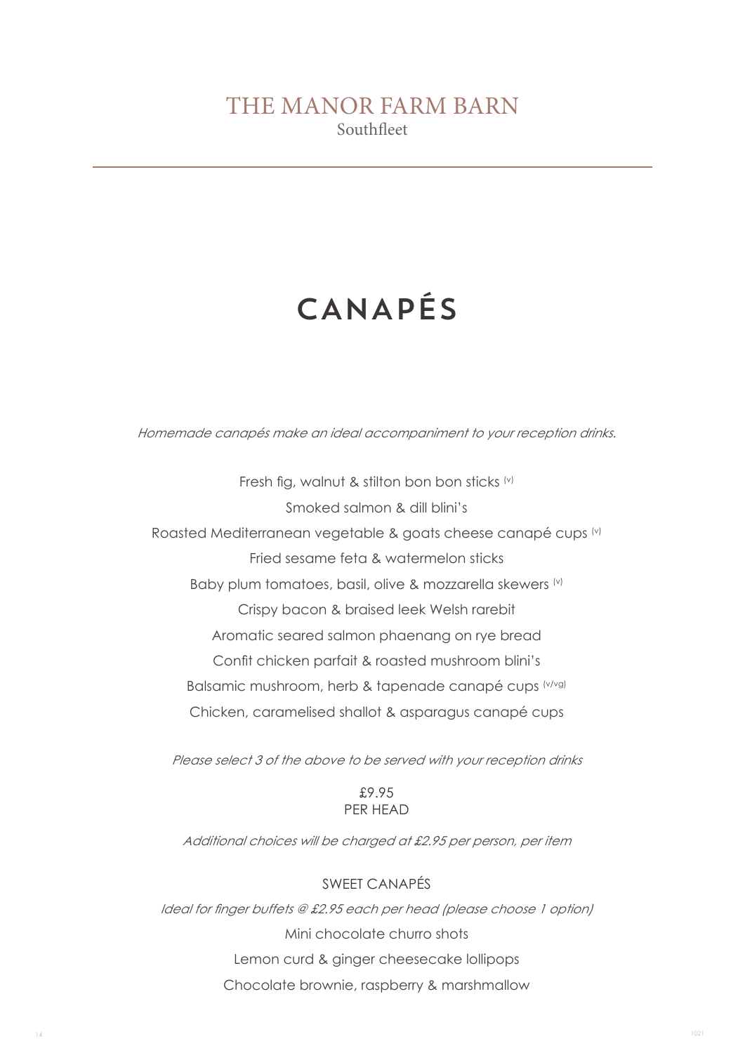THE MANOR FARM BARN
Southfleet

# CANAPÉS

*Homemade canapés make an ideal accompaniment to your reception drinks.*

Fresh fig, walnut & stilton bon bon sticks (v)
Smoked salmon & dill blini's
Roasted Mediterranean vegetable & goats cheese canapé cups (v)
Fried sesame feta & watermelon sticks
Baby plum tomatoes, basil, olive & mozzarella skewers (v)
Crispy bacon & braised leek Welsh rarebit
Aromatic seared salmon phaenang on rye bread
Confit chicken parfait & roasted mushroom blini's
Balsamic mushroom, herb & tapenade canapé cups (v/vg)
Chicken, caramelised shallot & asparagus canapé cups

*Please select 3 of the above to be served with your reception drinks*

£9.95
PER HEAD

*Additional choices will be charged at £2.95 per person, per item*

## SWEET CANAPÉS

*Ideal for finger buffets @ £2.95 each per head (please choose 1 option)*

Mini chocolate churro shots
Lemon curd & ginger cheesecake lollipops
Chocolate brownie, raspberry & marshmallow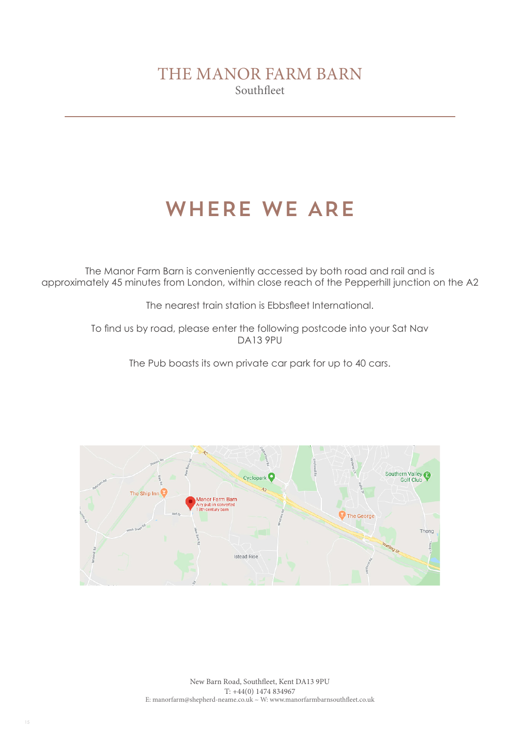# THE MANOR FARM BARN

Southfleet

## WHERE WE ARE

The Manor Farm Barn is conveniently accessed by both road and rail and is approximately 45 minutes from London, within close reach of the Pepperhill junction on the A2

The nearest train station is Ebbsfleet International.

To find us by road, please enter the following postcode into your Sat Nav
DA13 9PU

The Pub boasts its own private car park for up to 40 cars.

New Barn Road, Southfleet, Kent DA13 9PU
T: +44(0) 1474 834967
E: manorfarm@shepherd-neame.co.uk ~ W: www.manorfarmbarnsouthfleet.co.uk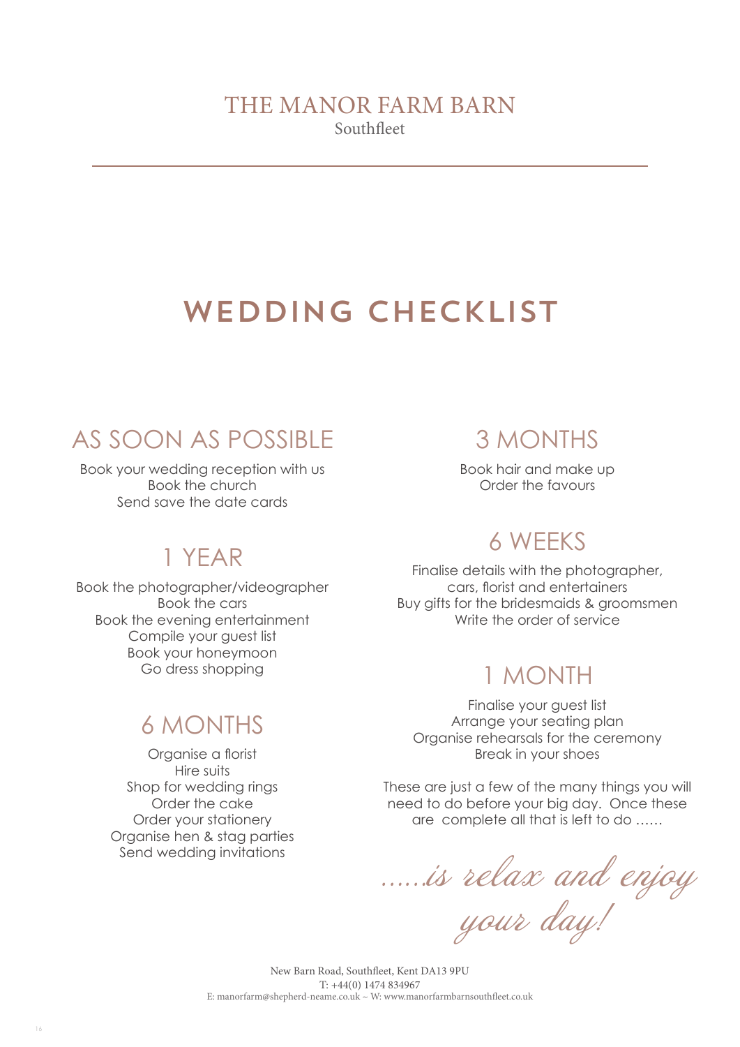THE MANOR FARM BARN
Southfleet

# WEDDING CHECKLIST

## AS SOON AS POSSIBLE

Book your wedding reception with us
Book the church
Send save the date cards

## 1 YEAR

Book the photographer/videographer
Book the cars
Book the evening entertainment
Compile your guest list
Book your honeymoon
Go dress shopping

## 6 MONTHS

Organise a florist
Hire suits
Shop for wedding rings
Order the cake
Order your stationery
Organise hen & stag parties
Send wedding invitations

## 3 MONTHS

Book hair and make up
Order the favours

## 6 WEEKS

Finalise details with the photographer, cars, florist and entertainers
Buy gifts for the bridesmaids & groomsmen
Write the order of service

## 1 MONTH

Finalise your guest list
Arrange your seating plan
Organise rehearsals for the ceremony
Break in your shoes

These are just a few of the many things you will need to do before your big day. Once these are complete all that is left to do ......

*......is relax and enjoy your day!*

New Barn Road, Southfleet, Kent DA13 9PU
T: +44(0) 1474 834967
E: manorfarm@shepherd-neame.co.uk ~ W: www.manorfarmbarnsouthfleet.co.uk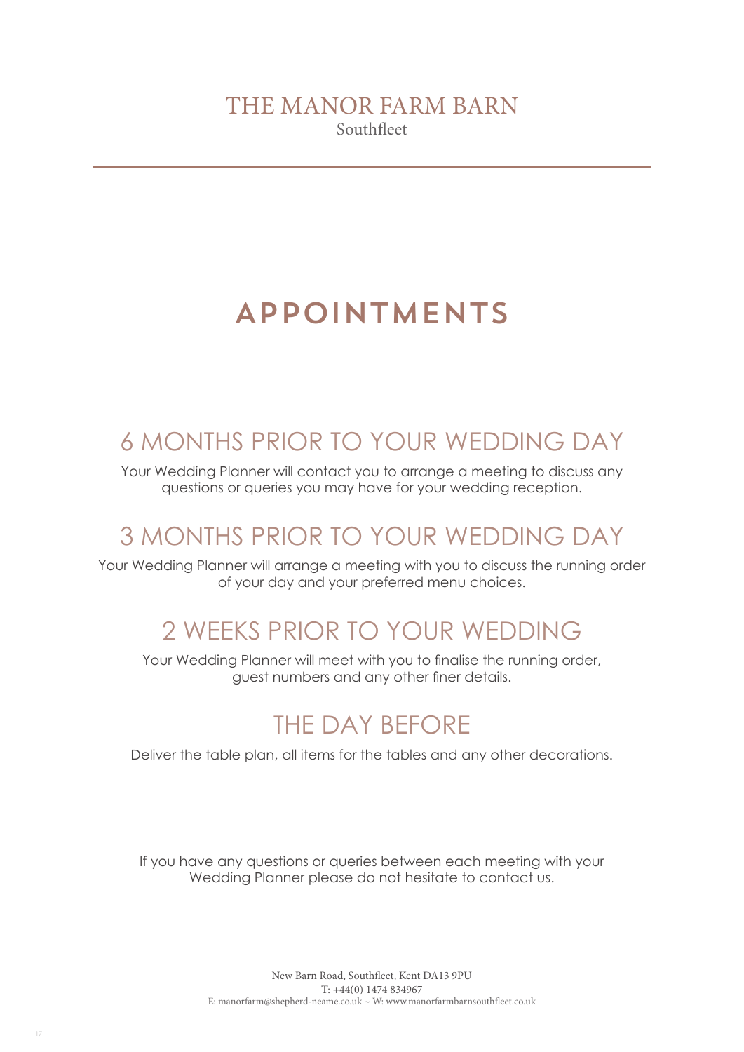THE MANOR FARM BARN
Southfleet

# APPOINTMENTS

## 6 MONTHS PRIOR TO YOUR WEDDING DAY

Your Wedding Planner will contact you to arrange a meeting to discuss any questions or queries you may have for your wedding reception.

## 3 MONTHS PRIOR TO YOUR WEDDING DAY

Your Wedding Planner will arrange a meeting with you to discuss the running order of your day and your preferred menu choices.

## 2 WEEKS PRIOR TO YOUR WEDDING

Your Wedding Planner will meet with you to finalise the running order, guest numbers and any other finer details.

## THE DAY BEFORE

Deliver the table plan, all items for the tables and any other decorations.

If you have any questions or queries between each meeting with your Wedding Planner please do not hesitate to contact us.

New Barn Road, Southfleet, Kent DA13 9PU
T: +44(0) 1474 834967
E: manorfarm@shepherd-neame.co.uk ~ W: www.manorfarmbarnsouthfleet.co.uk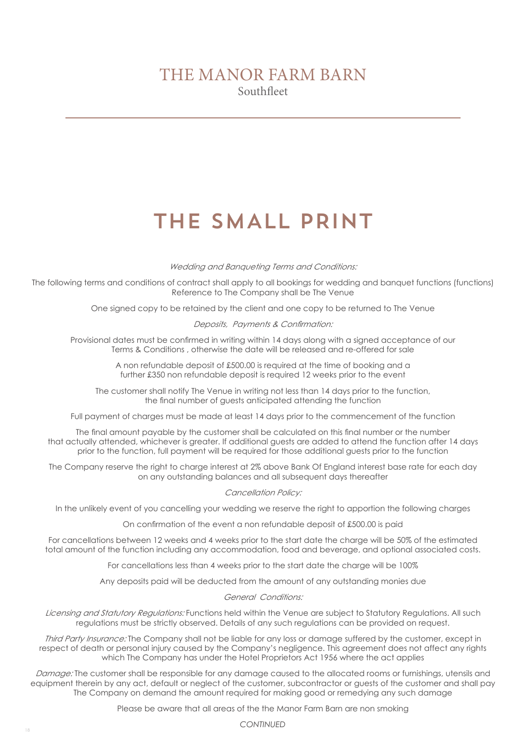# THE MANOR FARM BARN

Southfleet

## THE SMALL PRINT

*Wedding and Banqueting Terms and Conditions:*

The following terms and conditions of contract shall apply to all bookings for wedding and banquet functions (functions) Reference to The Company shall be The Venue

One signed copy to be retained by the client and one copy to be returned to The Venue

*Deposits, Payments & Confirmation:*

Provisional dates must be confirmed in writing within 14 days along with a signed acceptance of our Terms & Conditions , otherwise the date will be released and re-offered for sale

A non refundable deposit of £500.00 is required at the time of booking and a further £350 non refundable deposit is required 12 weeks prior to the event

The customer shall notify The Venue in writing not less than 14 days prior to the function, the final number of guests anticipated attending the function

Full payment of charges must be made at least 14 days prior to the commencement of the function

The final amount payable by the customer shall be calculated on this final number or the number that actually attended, whichever is greater. If additional guests are added to attend the function after 14 days prior to the function, full payment will be required for those additional guests prior to the function

The Company reserve the right to charge interest at 2% above Bank Of England interest base rate for each day on any outstanding balances and all subsequent days thereafter

*Cancellation Policy:*

In the unlikely event of you cancelling your wedding we reserve the right to apportion the following charges

On confirmation of the event a non refundable deposit of £500.00 is paid

For cancellations between 12 weeks and 4 weeks prior to the start date the charge will be 50% of the estimated total amount of the function including any accommodation, food and beverage, and optional associated costs.

For cancellations less than 4 weeks prior to the start date the charge will be 100%

Any deposits paid will be deducted from the amount of any outstanding monies due

*General Conditions:*

*Licensing and Statutory Regulations:* Functions held within the Venue are subject to Statutory Regulations. All such regulations must be strictly observed. Details of any such regulations can be provided on request.

*Third Party Insurance:* The Company shall not be liable for any loss or damage suffered by the customer, except in respect of death or personal injury caused by the Company's negligence. This agreement does not affect any rights which The Company has under the Hotel Proprietors Act 1956 where the act applies

*Damage:* The customer shall be responsible for any damage caused to the allocated rooms or furnishings, utensils and equipment therein by any act, default or neglect of the customer, subcontractor or guests of the customer and shall pay The Company on demand the amount required for making good or remedying any such damage

Please be aware that all areas of the the Manor Farm Barn are non smoking

*CONTINUED*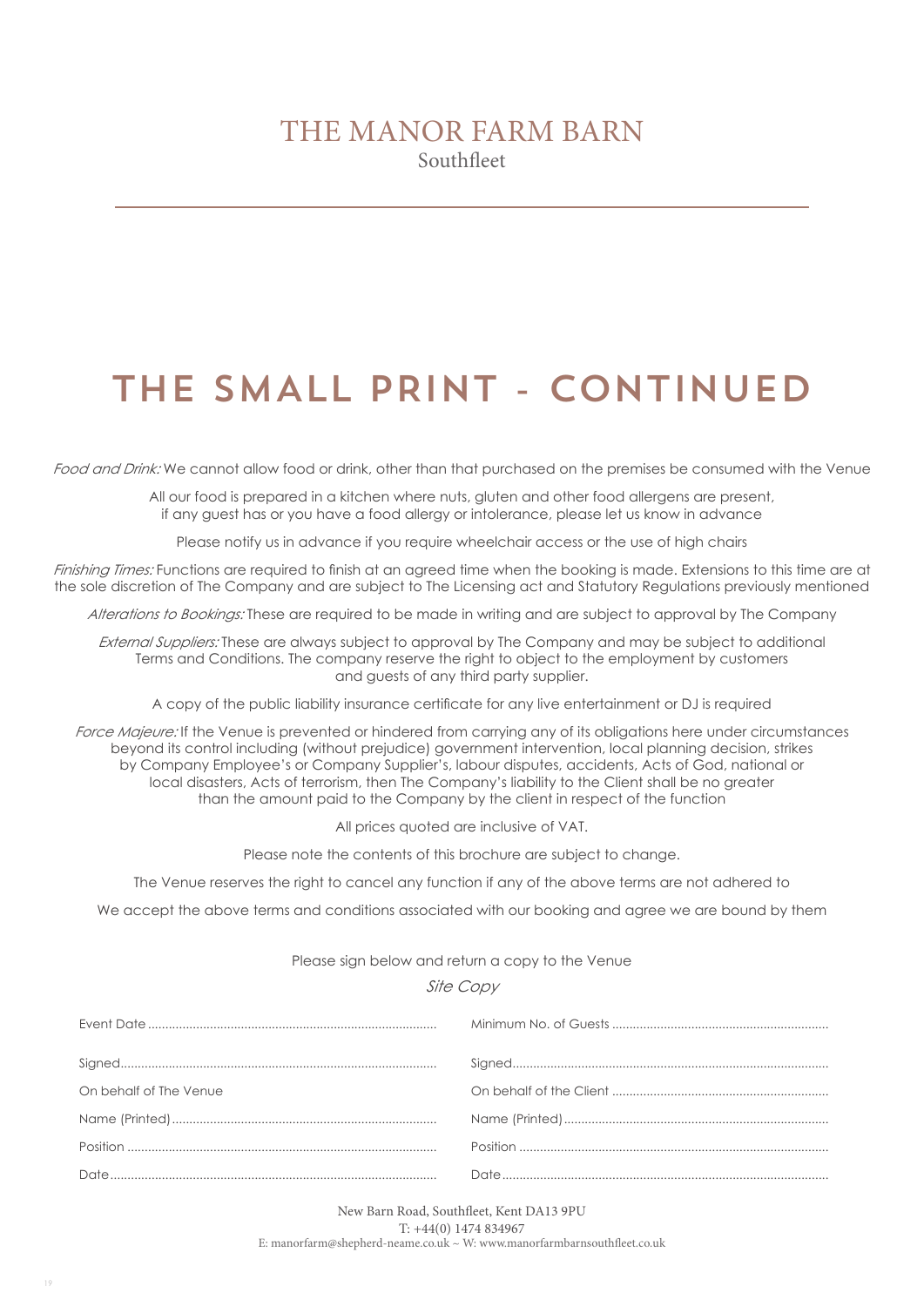# THE MANOR FARM BARN

Southfleet

## THE SMALL PRINT - CONTINUED

*Food and Drink:* We cannot allow food or drink, other than that purchased on the premises be consumed with the Venue

All our food is prepared in a kitchen where nuts, gluten and other food allergens are present, if any guest has or you have a food allergy or intolerance, please let us know in advance

Please notify us in advance if you require wheelchair access or the use of high chairs

*Finishing Times:* Functions are required to finish at an agreed time when the booking is made. Extensions to this time are at the sole discretion of The Company and are subject to The Licensing act and Statutory Regulations previously mentioned

*Alterations to Bookings:* These are required to be made in writing and are subject to approval by The Company

*External Suppliers:* These are always subject to approval by The Company and may be subject to additional Terms and Conditions. The company reserve the right to object to the employment by customers and guests of any third party supplier.

A copy of the public liability insurance certificate for any live entertainment or DJ is required

*Force Majeure:* If the Venue is prevented or hindered from carrying any of its obligations here under circumstances beyond its control including (without prejudice) government intervention, local planning decision, strikes by Company Employee's or Company Supplier's, labour disputes, accidents, Acts of God, national or local disasters, Acts of terrorism, then The Company's liability to the Client shall be no greater than the amount paid to the Company by the client in respect of the function

All prices quoted are inclusive of VAT.

Please note the contents of this brochure are subject to change.

The Venue reserves the right to cancel any function if any of the above terms are not adhered to

We accept the above terms and conditions associated with our booking and agree we are bound by them

Please sign below and return a copy to the Venue

*Site Copy*

Event Date ..................................................................................

Minimum No. of Guests ..............................................................

Signed..........................................................................................

On behalf of The Venue

Name (Printed)............................................................................

Position ........................................................................................

Date.............................................................................................

Signed..........................................................................................

On behalf of the Client ..............................................................

Name (Printed)............................................................................

Position ........................................................................................

Date.............................................................................................

New Barn Road, Southfleet, Kent DA13 9PU
T: +44(0) 1474 834967
E: manorfarm@shepherd-neame.co.uk ~ W: www.manorfarmbarnsouthfleet.co.uk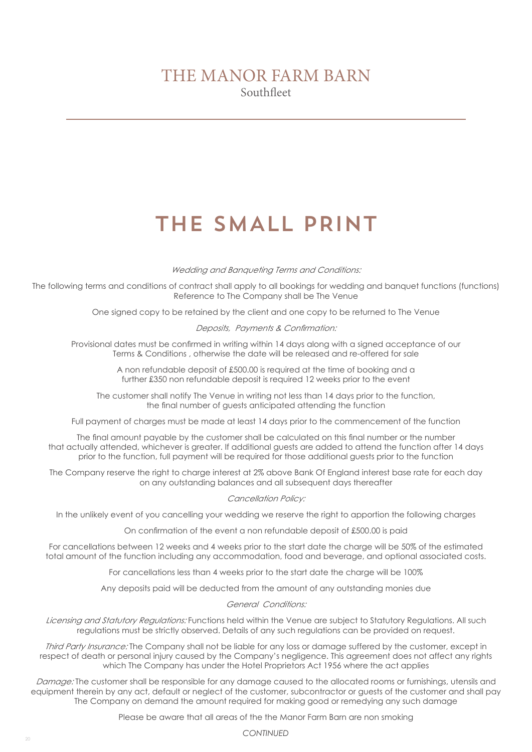# THE MANOR FARM BARN
Southfleet

# THE SMALL PRINT

*Wedding and Banqueting Terms and Conditions:*

The following terms and conditions of contract shall apply to all bookings for wedding and banquet functions (functions) Reference to The Company shall be The Venue

One signed copy to be retained by the client and one copy to be returned to The Venue

*Deposits, Payments & Confirmation:*

Provisional dates must be confirmed in writing within 14 days along with a signed acceptance of our Terms & Conditions , otherwise the date will be released and re-offered for sale

A non refundable deposit of £500.00 is required at the time of booking and a further £350 non refundable deposit is required 12 weeks prior to the event

The customer shall notify The Venue in writing not less than 14 days prior to the function, the final number of guests anticipated attending the function

Full payment of charges must be made at least 14 days prior to the commencement of the function

The final amount payable by the customer shall be calculated on this final number or the number that actually attended, whichever is greater. If additional guests are added to attend the function after 14 days prior to the function, full payment will be required for those additional guests prior to the function

The Company reserve the right to charge interest at 2% above Bank Of England interest base rate for each day on any outstanding balances and all subsequent days thereafter

*Cancellation Policy:*

In the unlikely event of you cancelling your wedding we reserve the right to apportion the following charges

On confirmation of the event a non refundable deposit of £500.00 is paid

For cancellations between 12 weeks and 4 weeks prior to the start date the charge will be 50% of the estimated total amount of the function including any accommodation, food and beverage, and optional associated costs.

For cancellations less than 4 weeks prior to the start date the charge will be 100%

Any deposits paid will be deducted from the amount of any outstanding monies due

*General Conditions:*

*Licensing and Statutory Regulations:* Functions held within the Venue are subject to Statutory Regulations. All such regulations must be strictly observed. Details of any such regulations can be provided on request.

*Third Party Insurance:* The Company shall not be liable for any loss or damage suffered by the customer, except in respect of death or personal injury caused by the Company's negligence. This agreement does not affect any rights which The Company has under the Hotel Proprietors Act 1956 where the act applies

*Damage:* The customer shall be responsible for any damage caused to the allocated rooms or furnishings, utensils and equipment therein by any act, default or neglect of the customer, subcontractor or guests of the customer and shall pay The Company on demand the amount required for making good or remedying any such damage

Please be aware that all areas of the the Manor Farm Barn are non smoking

*CONTINUED*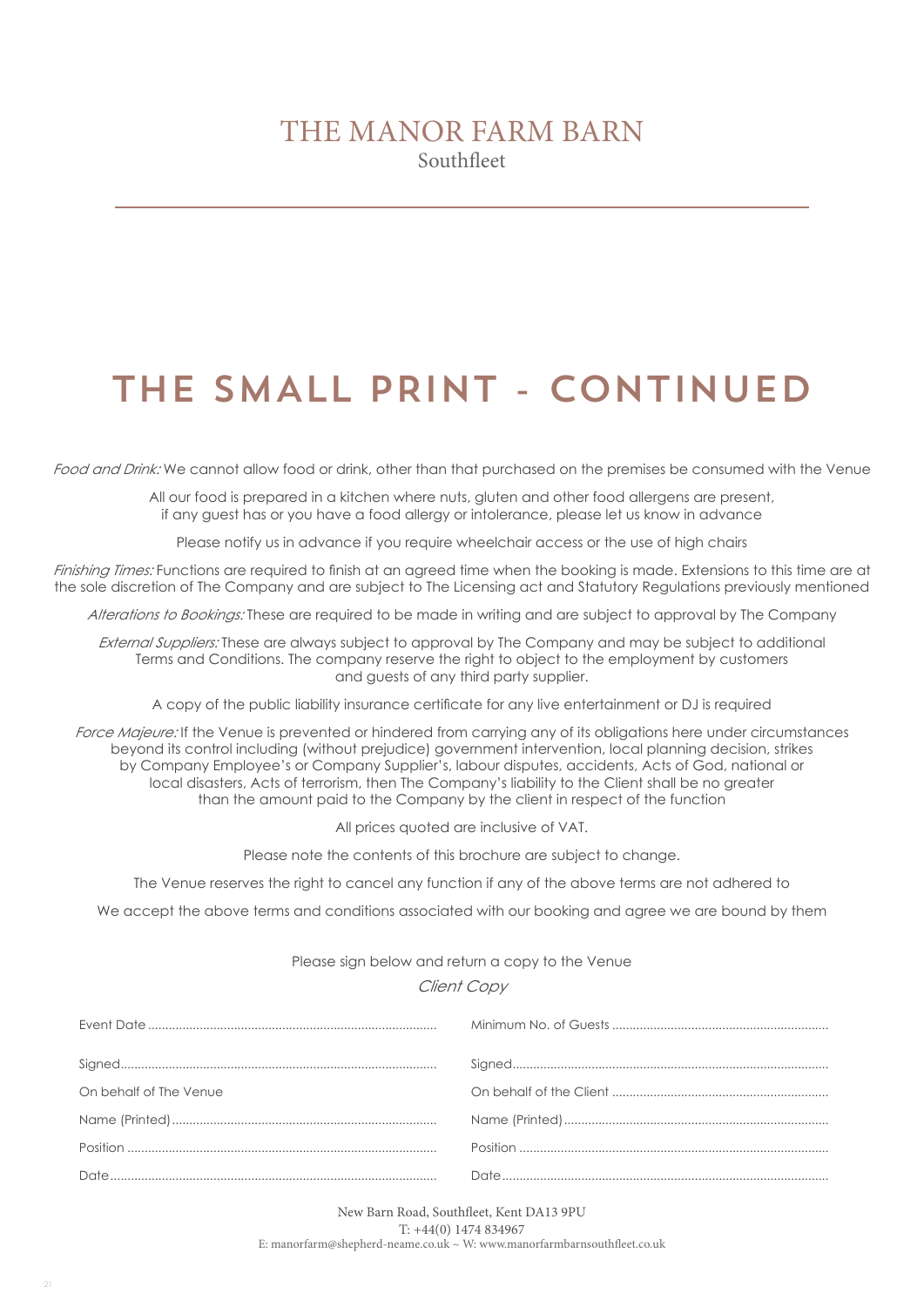# THE MANOR FARM BARN
Southfleet

# THE SMALL PRINT - CONTINUED

*Food and Drink:* We cannot allow food or drink, other than that purchased on the premises be consumed with the Venue

All our food is prepared in a kitchen where nuts, gluten and other food allergens are present, if any guest has or you have a food allergy or intolerance, please let us know in advance

Please notify us in advance if you require wheelchair access or the use of high chairs

*Finishing Times:* Functions are required to finish at an agreed time when the booking is made. Extensions to this time are at the sole discretion of The Company and are subject to The Licensing act and Statutory Regulations previously mentioned

*Alterations to Bookings:* These are required to be made in writing and are subject to approval by The Company

*External Suppliers:* These are always subject to approval by The Company and may be subject to additional Terms and Conditions. The company reserve the right to object to the employment by customers and guests of any third party supplier.

A copy of the public liability insurance certificate for any live entertainment or DJ is required

*Force Majeure:* If the Venue is prevented or hindered from carrying any of its obligations here under circumstances beyond its control including (without prejudice) government intervention, local planning decision, strikes by Company Employee's or Company Supplier's, labour disputes, accidents, Acts of God, national or local disasters, Acts of terrorism, then The Company's liability to the Client shall be no greater than the amount paid to the Company by the client in respect of the function

All prices quoted are inclusive of VAT.

Please note the contents of this brochure are subject to change.

The Venue reserves the right to cancel any function if any of the above terms are not adhered to

We accept the above terms and conditions associated with our booking and agree we are bound by them

Please sign below and return a copy to the Venue

*Client Copy*

| | |
|---|---|
| Event Date ........................................ | Minimum No. of Guests ........................................ |
| Signed........................................ | Signed........................................ |
| On behalf of The Venue | On behalf of the Client ........................................ |
| Name (Printed)........................................ | Name (Printed)........................................ |
| Position ........................................ | Position ........................................ |
| Date........................................ | Date........................................ |

New Barn Road, Southfleet, Kent DA13 9PU
T: +44(0) 1474 834967
E: manorfarm@shepherd-neame.co.uk ~ W: www.manorfarmbarnsouthfleet.co.uk